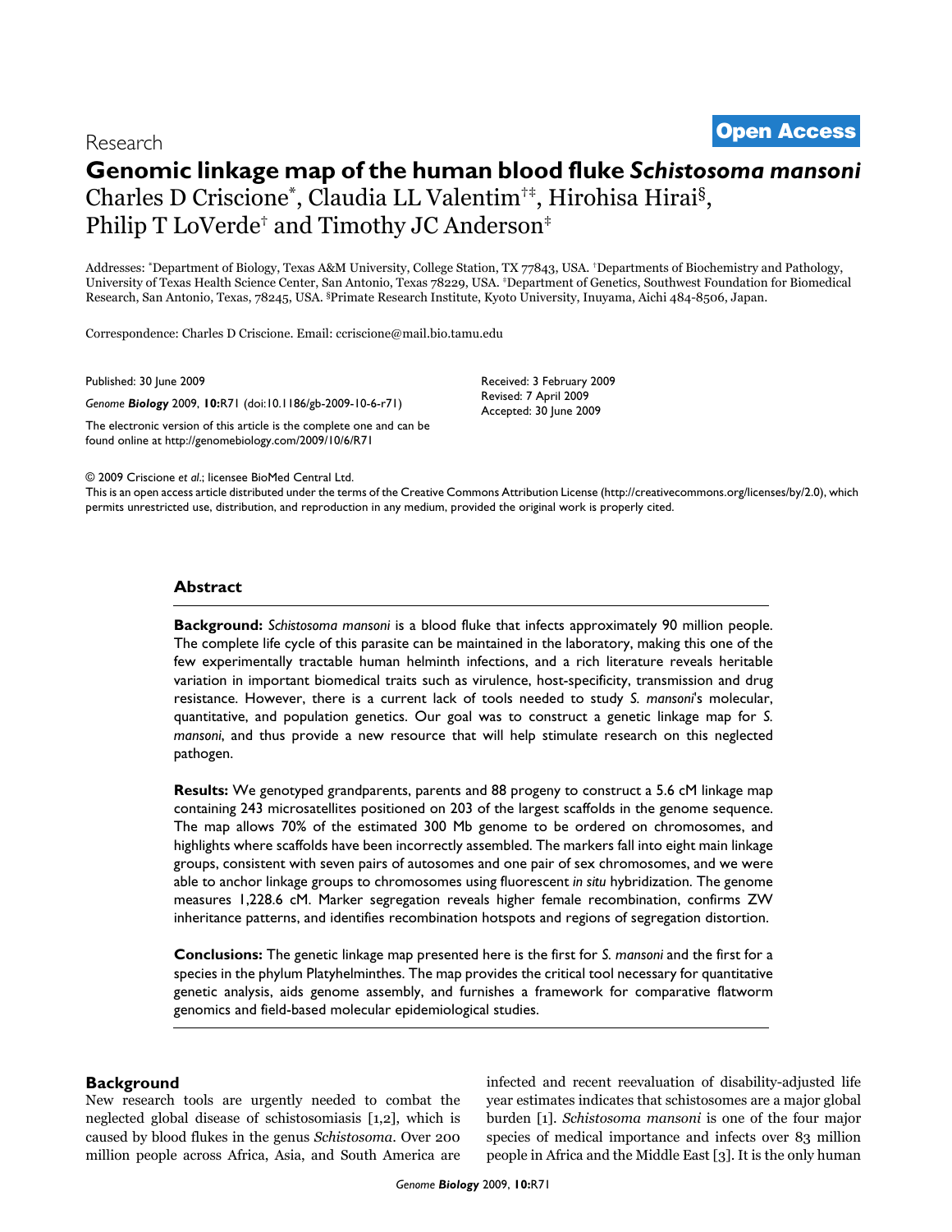Research

**Open Access**

# Genomic linkage map of the human blood fluke *Schistosoma mansoni*

Charles D Criscione[*], Claudia LL Valentim[†‡], Hirohisa Hirai[§], Philip T LoVerde[†] and Timothy JC Anderson[‡]

Addresses: [*]Department of Biology, Texas A&M University, College Station, TX 77843, USA. [†]Departments of Biochemistry and Pathology, University of Texas Health Science Center, San Antonio, Texas 78229, USA. [‡]Department of Genetics, Southwest Foundation for Biomedical Research, San Antonio, Texas, 78245, USA. [§]Primate Research Institute, Kyoto University, Inuyama, Aichi 484-8506, Japan.

Correspondence: Charles D Criscione. Email: ccriscione@mail.bio.tamu.edu

Published: 30 June 2009

*Genome* ***Biology*** 2009, **10:**R71 (doi:10.1186/gb-2009-10-6-r71)

The electronic version of this article is the complete one and can be found online at http://genomebiology.com/2009/10/6/R71

Received: 3 February 2009
Revised: 7 April 2009
Accepted: 30 June 2009

© 2009 Criscione *et al*.; licensee BioMed Central Ltd.
This is an open access article distributed under the terms of the Creative Commons Attribution License (http://creativecommons.org/licenses/by/2.0), which permits unrestricted use, distribution, and reproduction in any medium, provided the original work is properly cited.

## Abstract

**Background:** *Schistosoma mansoni* is a blood fluke that infects approximately 90 million people. The complete life cycle of this parasite can be maintained in the laboratory, making this one of the few experimentally tractable human helminth infections, and a rich literature reveals heritable variation in important biomedical traits such as virulence, host-specificity, transmission and drug resistance. However, there is a current lack of tools needed to study *S. mansoni*'s molecular, quantitative, and population genetics. Our goal was to construct a genetic linkage map for *S. mansoni*, and thus provide a new resource that will help stimulate research on this neglected pathogen.

**Results:** We genotyped grandparents, parents and 88 progeny to construct a 5.6 cM linkage map containing 243 microsatellites positioned on 203 of the largest scaffolds in the genome sequence. The map allows 70% of the estimated 300 Mb genome to be ordered on chromosomes, and highlights where scaffolds have been incorrectly assembled. The markers fall into eight main linkage groups, consistent with seven pairs of autosomes and one pair of sex chromosomes, and we were able to anchor linkage groups to chromosomes using fluorescent *in situ* hybridization. The genome measures 1,228.6 cM. Marker segregation reveals higher female recombination, confirms ZW inheritance patterns, and identifies recombination hotspots and regions of segregation distortion.

**Conclusions:** The genetic linkage map presented here is the first for *S. mansoni* and the first for a species in the phylum Platyhelminthes. The map provides the critical tool necessary for quantitative genetic analysis, aids genome assembly, and furnishes a framework for comparative flatworm genomics and field-based molecular epidemiological studies.

## Background

New research tools are urgently needed to combat the neglected global disease of schistosomiasis [1,2], which is caused by blood flukes in the genus *Schistosoma*. Over 200 million people across Africa, Asia, and South America are infected and recent reevaluation of disability-adjusted life year estimates indicates that schistosomes are a major global burden [1]. *Schistosoma mansoni* is one of the four major species of medical importance and infects over 83 million people in Africa and the Middle East [3]. It is the only human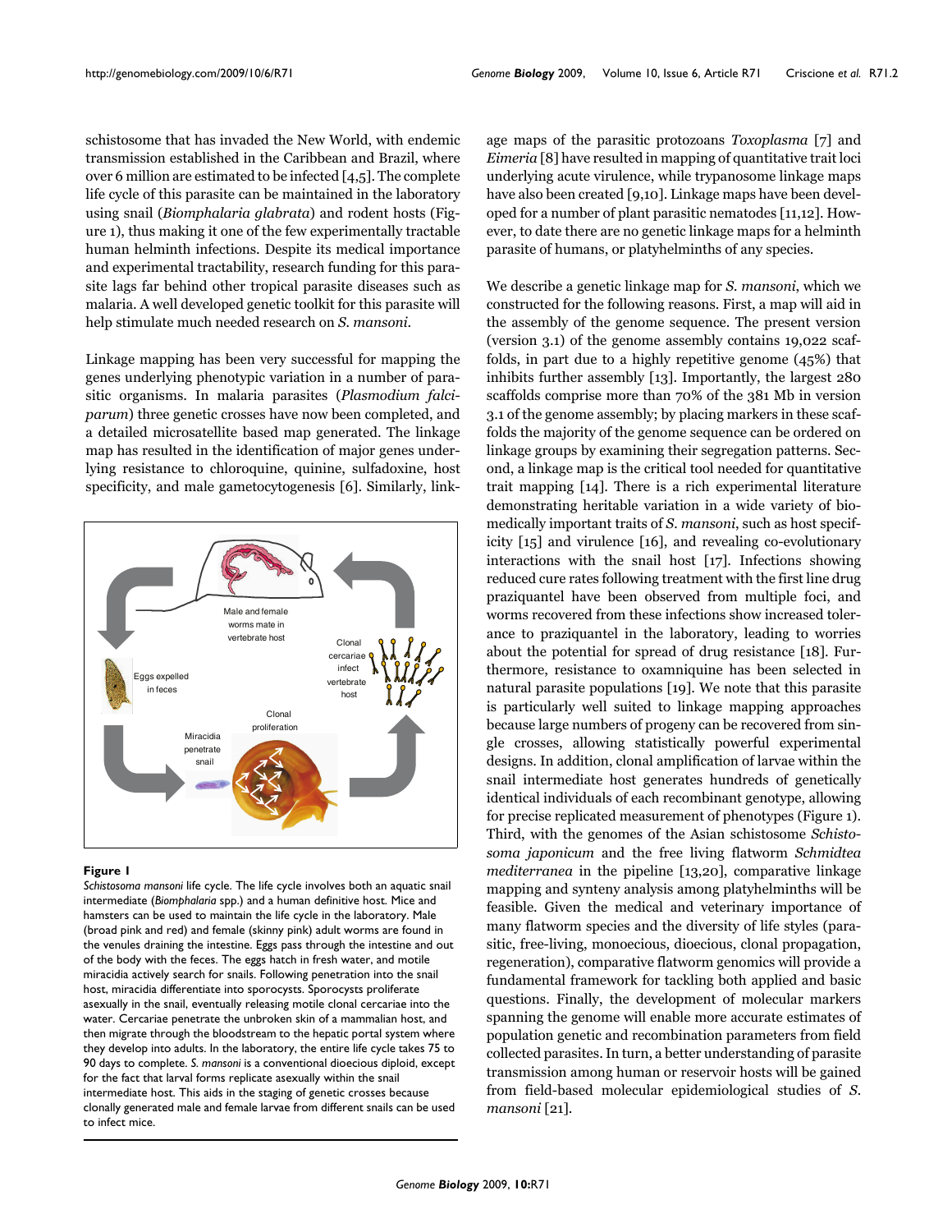schistosome that has invaded the New World, with endemic transmission established in the Caribbean and Brazil, where over 6 million are estimated to be infected [4,5]. The complete life cycle of this parasite can be maintained in the laboratory using snail (*Biomphalaria glabrata*) and rodent hosts (Figure 1), thus making it one of the few experimentally tractable human helminth infections. Despite its medical importance and experimental tractability, research funding for this parasite lags far behind other tropical parasite diseases such as malaria. A well developed genetic toolkit for this parasite will help stimulate much needed research on *S. mansoni*.

Linkage mapping has been very successful for mapping the genes underlying phenotypic variation in a number of parasitic organisms. In malaria parasites (*Plasmodium falciparum*) three genetic crosses have now been completed, and a detailed microsatellite based map generated. The linkage map has resulted in the identification of major genes underlying resistance to chloroquine, quinine, sulfadoxine, host specificity, and male gametocytogenesis [6]. Similarly, linkage maps of the parasitic protozoans *Toxoplasma* [7] and *Eimeria* [8] have resulted in mapping of quantitative trait loci underlying acute virulence, while trypanosome linkage maps have also been created [9,10]. Linkage maps have been developed for a number of plant parasitic nematodes [11,12]. However, to date there are no genetic linkage maps for a helminth parasite of humans, or platyhelminths of any species.

**Figure 1**

*Schistosoma mansoni* life cycle. The life cycle involves both an aquatic snail intermediate (*Biomphalaria* spp.) and a human definitive host. Mice and hamsters can be used to maintain the life cycle in the laboratory. Male (broad pink and red) and female (skinny pink) adult worms are found in the venules draining the intestine. Eggs pass through the intestine and out of the body with the feces. The eggs hatch in fresh water, and motile miracidia actively search for snails. Following penetration into the snail host, miracidia differentiate into sporocysts. Sporocysts proliferate asexually in the snail, eventually releasing motile clonal cercariae into the water. Cercariae penetrate the unbroken skin of a mammalian host, and then migrate through the bloodstream to the hepatic portal system where they develop into adults. In the laboratory, the entire life cycle takes 75 to 90 days to complete. *S. mansoni* is a conventional dioecious diploid, except for the fact that larval forms replicate asexually within the snail intermediate host. This aids in the staging of genetic crosses because clonally generated male and female larvae from different snails can be used to infect mice.

We describe a genetic linkage map for *S. mansoni*, which we constructed for the following reasons. First, a map will aid in the assembly of the genome sequence. The present version (version 3.1) of the genome assembly contains 19,022 scaffolds, in part due to a highly repetitive genome (45%) that inhibits further assembly [13]. Importantly, the largest 280 scaffolds comprise more than 70% of the 381 Mb in version 3.1 of the genome assembly; by placing markers in these scaffolds the majority of the genome sequence can be ordered on linkage groups by examining their segregation patterns. Second, a linkage map is the critical tool needed for quantitative trait mapping [14]. There is a rich experimental literature demonstrating heritable variation in a wide variety of biomedically important traits of *S. mansoni*, such as host specificity [15] and virulence [16], and revealing co-evolutionary interactions with the snail host [17]. Infections showing reduced cure rates following treatment with the first line drug praziquantel have been observed from multiple foci, and worms recovered from these infections show increased tolerance to praziquantel in the laboratory, leading to worries about the potential for spread of drug resistance [18]. Furthermore, resistance to oxamniquine has been selected in natural parasite populations [19]. We note that this parasite is particularly well suited to linkage mapping approaches because large numbers of progeny can be recovered from single crosses, allowing statistically powerful experimental designs. In addition, clonal amplification of larvae within the snail intermediate host generates hundreds of genetically identical individuals of each recombinant genotype, allowing for precise replicated measurement of phenotypes (Figure 1). Third, with the genomes of the Asian schistosome *Schistosoma japonicum* and the free living flatworm *Schmidtea mediterranea* in the pipeline [13,20], comparative linkage mapping and synteny analysis among platyhelminths will be feasible. Given the medical and veterinary importance of many flatworm species and the diversity of life styles (parasitic, free-living, monoecious, dioecious, clonal propagation, regeneration), comparative flatworm genomics will provide a fundamental framework for tackling both applied and basic questions. Finally, the development of molecular markers spanning the genome will enable more accurate estimates of population genetic and recombination parameters from field collected parasites. In turn, a better understanding of parasite transmission among human or reservoir hosts will be gained from field-based molecular epidemiological studies of *S. mansoni* [21].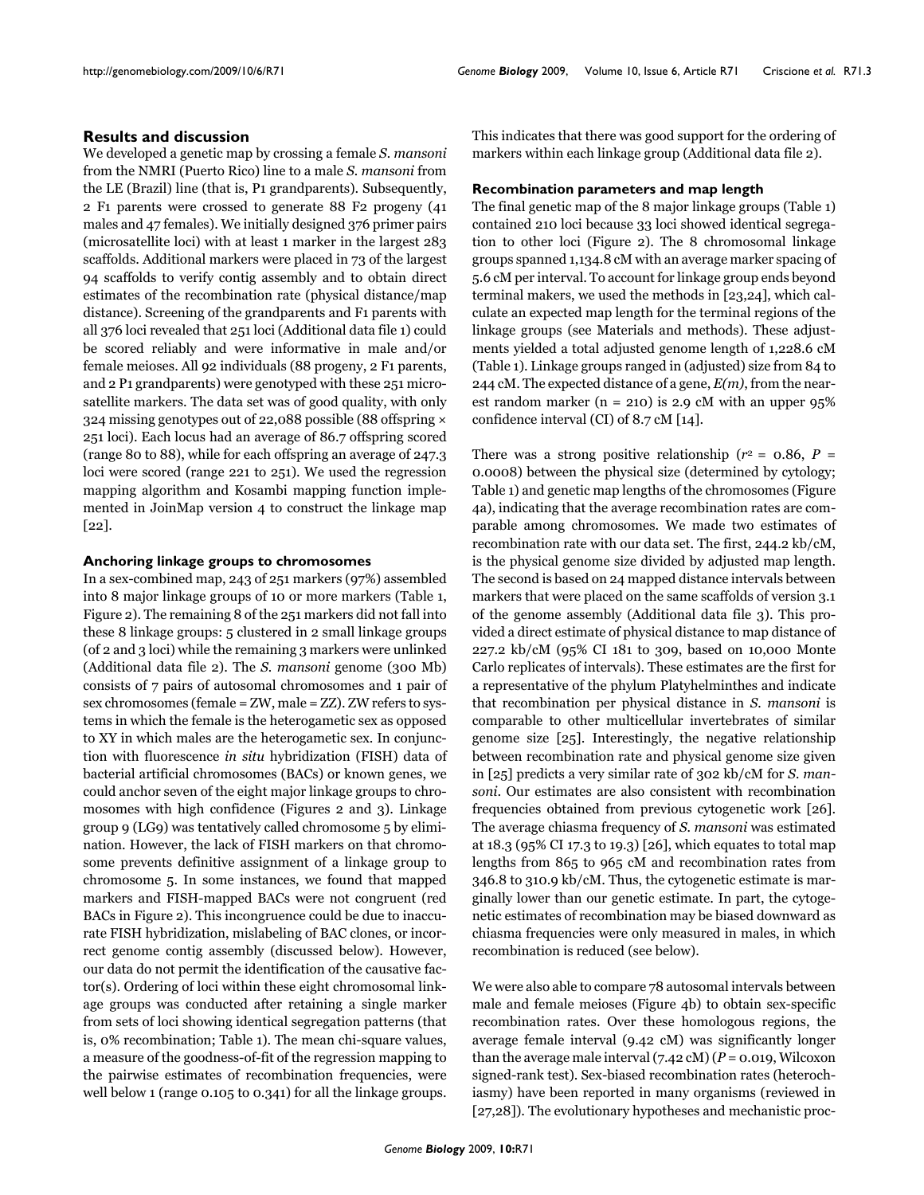## Results and discussion

We developed a genetic map by crossing a female *S. mansoni* from the NMRI (Puerto Rico) line to a male *S. mansoni* from the LE (Brazil) line (that is, P1 grandparents). Subsequently, 2 F1 parents were crossed to generate 88 F2 progeny (41 males and 47 females). We initially designed 376 primer pairs (microsatellite loci) with at least 1 marker in the largest 283 scaffolds. Additional markers were placed in 73 of the largest 94 scaffolds to verify contig assembly and to obtain direct estimates of the recombination rate (physical distance/map distance). Screening of the grandparents and F1 parents with all 376 loci revealed that 251 loci (Additional data file 1) could be scored reliably and were informative in male and/or female meioses. All 92 individuals (88 progeny, 2 F1 parents, and 2 P1 grandparents) were genotyped with these 251 microsatellite markers. The data set was of good quality, with only 324 missing genotypes out of 22,088 possible (88 offspring × 251 loci). Each locus had an average of 86.7 offspring scored (range 80 to 88), while for each offspring an average of 247.3 loci were scored (range 221 to 251). We used the regression mapping algorithm and Kosambi mapping function implemented in JoinMap version 4 to construct the linkage map [22].

### Anchoring linkage groups to chromosomes

In a sex-combined map, 243 of 251 markers (97%) assembled into 8 major linkage groups of 10 or more markers (Table 1, Figure 2). The remaining 8 of the 251 markers did not fall into these 8 linkage groups: 5 clustered in 2 small linkage groups (of 2 and 3 loci) while the remaining 3 markers were unlinked (Additional data file 2). The *S. mansoni* genome (300 Mb) consists of 7 pairs of autosomal chromosomes and 1 pair of sex chromosomes (female = ZW, male = ZZ). ZW refers to systems in which the female is the heterogametic sex as opposed to XY in which males are the heterogametic sex. In conjunction with fluorescence *in situ* hybridization (FISH) data of bacterial artificial chromosomes (BACs) or known genes, we could anchor seven of the eight major linkage groups to chromosomes with high confidence (Figures 2 and 3). Linkage group 9 (LG9) was tentatively called chromosome 5 by elimination. However, the lack of FISH markers on that chromosome prevents definitive assignment of a linkage group to chromosome 5. In some instances, we found that mapped markers and FISH-mapped BACs were not congruent (red BACs in Figure 2). This incongruence could be due to inaccurate FISH hybridization, mislabeling of BAC clones, or incorrect genome contig assembly (discussed below). However, our data do not permit the identification of the causative factor(s). Ordering of loci within these eight chromosomal linkage groups was conducted after retaining a single marker from sets of loci showing identical segregation patterns (that is, 0% recombination; Table 1). The mean chi-square values, a measure of the goodness-of-fit of the regression mapping to the pairwise estimates of recombination frequencies, were well below 1 (range 0.105 to 0.341) for all the linkage groups. This indicates that there was good support for the ordering of markers within each linkage group (Additional data file 2).

### Recombination parameters and map length

The final genetic map of the 8 major linkage groups (Table 1) contained 210 loci because 33 loci showed identical segregation to other loci (Figure 2). The 8 chromosomal linkage groups spanned 1,134.8 cM with an average marker spacing of 5.6 cM per interval. To account for linkage group ends beyond terminal markers, we used the methods in [23,24], which calculate an expected map length for the terminal regions of the linkage groups (see Materials and methods). These adjustments yielded a total adjusted genome length of 1,228.6 cM (Table 1). Linkage groups ranged in (adjusted) size from 84 to 244 cM. The expected distance of a gene, $E(m)$, from the nearest random marker ($n = 210$) is 2.9 cM with an upper 95% confidence interval (CI) of 8.7 cM [14].

There was a strong positive relationship ($r^2 = 0.86$, $P = 0.0008$) between the physical size (determined by cytology; Table 1) and genetic map lengths of the chromosomes (Figure 4a), indicating that the average recombination rates are comparable among chromosomes. We made two estimates of recombination rate with our data set. The first, 244.2 kb/cM, is the physical genome size divided by adjusted map length. The second is based on 24 mapped distance intervals between markers that were placed on the same scaffolds of version 3.1 of the genome assembly (Additional data file 3). This provided a direct estimate of physical distance to map distance of 227.2 kb/cM (95% CI 181 to 309, based on 10,000 Monte Carlo replicates of intervals). These estimates are the first for a representative of the phylum Platyhelminthes and indicate that recombination per physical distance in *S. mansoni* is comparable to other multicellular invertebrates of similar genome size [25]. Interestingly, the negative relationship between recombination rate and physical genome size given in [25] predicts a very similar rate of 302 kb/cM for *S. mansoni*. Our estimates are also consistent with recombination frequencies obtained from previous cytogenetic work [26]. The average chiasma frequency of *S. mansoni* was estimated at 18.3 (95% CI 17.3 to 19.3) [26], which equates to total map lengths from 865 to 965 cM and recombination rates from 346.8 to 310.9 kb/cM. Thus, the cytogenetic estimate is marginally lower than our genetic estimate. In part, the cytogenetic estimates of recombination may be biased downward as chiasma frequencies were only measured in males, in which recombination is reduced (see below).

We were also able to compare 78 autosomal intervals between male and female meioses (Figure 4b) to obtain sex-specific recombination rates. Over these homologous regions, the average female interval (9.42 cM) was significantly longer than the average male interval (7.42 cM) ($P = 0.019$, Wilcoxon signed-rank test). Sex-biased recombination rates (heterochiasmy) have been reported in many organisms (reviewed in [27,28]). The evolutionary hypotheses and mechanistic proc-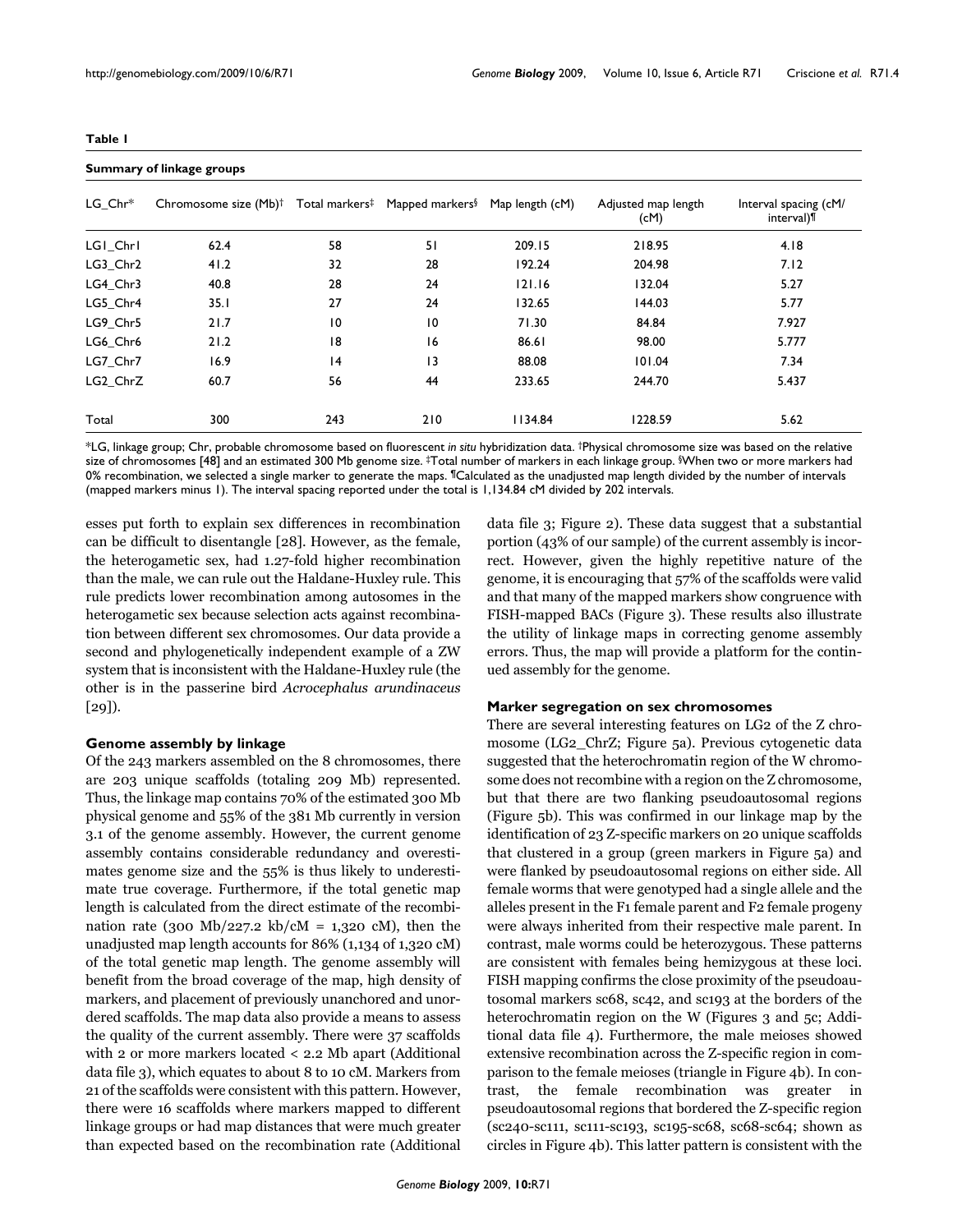**Table 1**

**Summary of linkage groups**

| LG_Chr* | Chromosome size (Mb)† | Total markers‡ | Mapped markers§ | Map length (cM) | Adjusted map length (cM) | Interval spacing (cM/interval)¶ |
|---|---|---|---|---|---|---|
| LG1_Chr1 | 62.4 | 58 | 51 | 209.15 | 218.95 | 4.18 |
| LG3_Chr2 | 41.2 | 32 | 28 | 192.24 | 204.98 | 7.12 |
| LG4_Chr3 | 40.8 | 28 | 24 | 121.16 | 132.04 | 5.27 |
| LG5_Chr4 | 35.1 | 27 | 24 | 132.65 | 144.03 | 5.77 |
| LG9_Chr5 | 21.7 | 10 | 10 | 71.30 | 84.84 | 7.927 |
| LG6_Chr6 | 21.2 | 18 | 16 | 86.61 | 98.00 | 5.777 |
| LG7_Chr7 | 16.9 | 14 | 13 | 88.08 | 101.04 | 7.34 |
| LG2_ChrZ | 60.7 | 56 | 44 | 233.65 | 244.70 | 5.437 |
| Total | 300 | 243 | 210 | 1134.84 | 1228.59 | 5.62 |

*LG, linkage group; Chr, probable chromosome based on fluorescent *in situ* hybridization data. †Physical chromosome size was based on the relative size of chromosomes [48] and an estimated 300 Mb genome size. ‡Total number of markers in each linkage group. §When two or more markers had 0% recombination, we selected a single marker to generate the maps. ¶Calculated as the unadjusted map length divided by the number of intervals (mapped markers minus 1). The interval spacing reported under the total is 1,134.84 cM divided by 202 intervals.

esses put forth to explain sex differences in recombination can be difficult to disentangle [28]. However, as the female, the heterogametic sex, had 1.27-fold higher recombination than the male, we can rule out the Haldane-Huxley rule. This rule predicts lower recombination among autosomes in the heterogametic sex because selection acts against recombination between different sex chromosomes. Our data provide a second and phylogenetically independent example of a ZW system that is inconsistent with the Haldane-Huxley rule (the other is in the passerine bird *Acrocephalus arundinaceus* [29]).

### Genome assembly by linkage

Of the 243 markers assembled on the 8 chromosomes, there are 203 unique scaffolds (totaling 209 Mb) represented. Thus, the linkage map contains 70% of the estimated 300 Mb physical genome and 55% of the 381 Mb currently in version 3.1 of the genome assembly. However, the current genome assembly contains considerable redundancy and overestimates genome size and the 55% is thus likely to underestimate true coverage. Furthermore, if the total genetic map length is calculated from the direct estimate of the recombination rate (300 Mb/227.2 kb/cM = 1,320 cM), then the unadjusted map length accounts for 86% (1,134 of 1,320 cM) of the total genetic map length. The genome assembly will benefit from the broad coverage of the map, high density of markers, and placement of previously unanchored and unordered scaffolds. The map data also provide a means to assess the quality of the current assembly. There were 37 scaffolds with 2 or more markers located < 2.2 Mb apart (Additional data file 3), which equates to about 8 to 10 cM. Markers from 21 of the scaffolds were consistent with this pattern. However, there were 16 scaffolds where markers mapped to different linkage groups or had map distances that were much greater than expected based on the recombination rate (Additional data file 3; Figure 2). These data suggest that a substantial portion (43% of our sample) of the current assembly is incorrect. However, given the highly repetitive nature of the genome, it is encouraging that 57% of the scaffolds were valid and that many of the mapped markers show congruence with FISH-mapped BACs (Figure 3). These results also illustrate the utility of linkage maps in correcting genome assembly errors. Thus, the map will provide a platform for the continued assembly for the genome.

### Marker segregation on sex chromosomes

There are several interesting features on LG2 of the Z chromosome (LG2_ChrZ; Figure 5a). Previous cytogenetic data suggested that the heterochromatin region of the W chromosome does not recombine with a region on the Z chromosome, but that there are two flanking pseudoautosomal regions (Figure 5b). This was confirmed in our linkage map by the identification of 23 Z-specific markers on 20 unique scaffolds that clustered in a group (green markers in Figure 5a) and were flanked by pseudoautosomal regions on either side. All female worms that were genotyped had a single allele and the alleles present in the F1 female parent and F2 female progeny were always inherited from their respective male parent. In contrast, male worms could be heterozygous. These patterns are consistent with females being hemizygous at these loci. FISH mapping confirms the close proximity of the pseudoautosomal markers sc68, sc42, and sc193 at the borders of the heterochromatin region on the W (Figures 3 and 5c; Additional data file 4). Furthermore, the male meioses showed extensive recombination across the Z-specific region in comparison to the female meioses (triangle in Figure 4b). In contrast, the female recombination was greater in pseudoautosomal regions that bordered the Z-specific region (sc240-sc111, sc111-sc193, sc195-sc68, sc68-sc64; shown as circles in Figure 4b). This latter pattern is consistent with the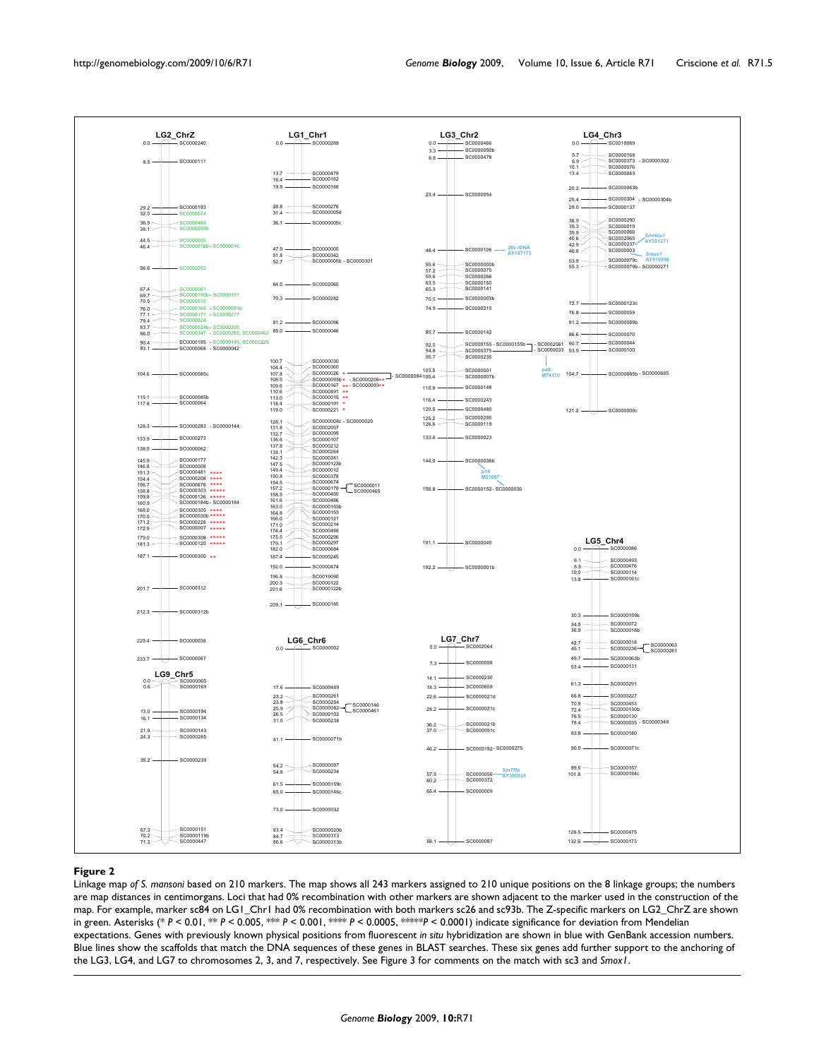**Figure 2**

Linkage map *of S. mansoni* based on 210 markers. The map shows all 243 markers assigned to 210 unique positions on the 8 linkage groups; the numbers are map distances in centimorgans. Loci that had 0% recombination with other markers are shown adjacent to the marker used in the construction of the map. For example, marker sc84 on LG1_Chr1 had 0% recombination with both markers sc26 and sc93b. The Z-specific markers on LG2_ChrZ are shown in green. Asterisks (* $P < 0.01$, ** $P < 0.005$, *** $P < 0.001$, **** $P < 0.0005$, *****$P < 0.0001$) indicate significance for deviation from Mendelian expectations. Genes with previously known physical positions from fluorescent *in situ* hybridization are shown in blue with GenBank accession numbers. Blue lines show the scaffolds that match the DNA sequences of these genes in BLAST searches. These six genes add further support to the anchoring of the LG3, LG4, and LG7 to chromosomes 2, 3, and 7, respectively. See Figure 3 for comments on the match with sc3 and *Smox1*.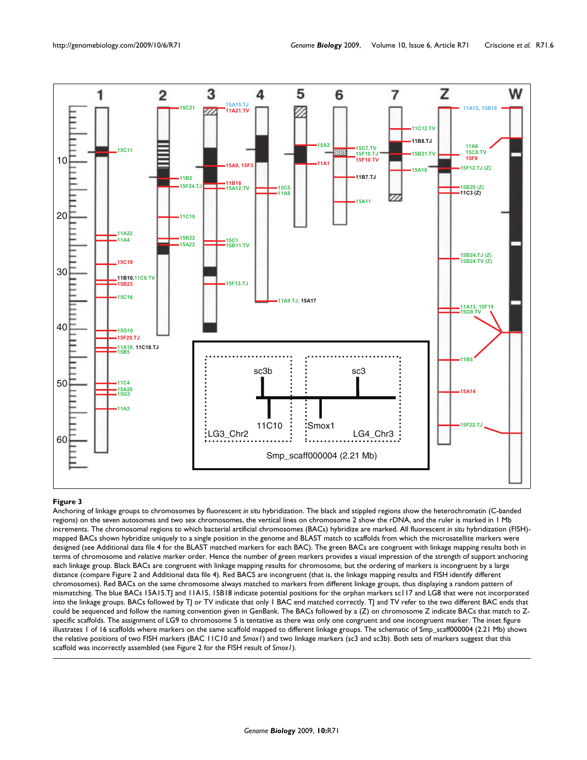**Figure 3**

Anchoring of linkage groups to chromosomes by fluorescent *in situ* hybridization. The black and stippled regions show the heterochromatin (C-banded regions) on the seven autosomes and two sex chromosomes, the vertical lines on chromosome 2 show the rDNA, and the ruler is marked in 1 Mb increments. The chromosomal regions to which bacterial artificial chromosomes (BACs) hybridize are marked. All fluorescent *in situ* hybridization (FISH)-mapped BACs shown hybridize uniquely to a single position in the genome and BLAST match to scaffolds from which the microsatellite markers were designed (see Additional data file 4 for the BLAST matched markers for each BAC). The green BACs are congruent with linkage mapping results both in terms of chromosome and relative marker order. Hence the number of green markers provides a visual impression of the strength of support anchoring each linkage group. Black BACs are congruent with linkage mapping results for chromosome, but the ordering of markers is incongruent by a large distance (compare Figure 2 and Additional data file 4). Red BACS are incongruent (that is, the linkage mapping results and FISH identify different chromosomes). Red BACs on the same chromosome always matched to markers from different linkage groups, thus displaying a random pattern of mismatching. The blue BACs 15A15.TJ and 11A15, 15B18 indicate potential positions for the orphan markers sc117 and LG8 that were not incorporated into the linkage groups. BACs followed by TJ or TV indicate that only 1 BAC end matched correctly. TJ and TV refer to the two different BAC ends that could be sequenced and follow the naming convention given in GenBank. BACs followed by a (Z) on chromosome Z indicate BACs that match to Z-specific scaffolds. The assignment of LG9 to chromosome 5 is tentative as there was only one congruent and one incongruent marker. The inset figure illustrates 1 of 16 scaffolds where markers on the same scaffold mapped to different linkage groups. The schematic of Smp_scaff000004 (2.21 Mb) shows the relative positions of two FISH markers (BAC 11C10 and *Smox1*) and two linkage markers (sc3 and sc3b). Both sets of markers suggest that this scaffold was incorrectly assembled (see Figure 2 for the FISH result of *Smox1*).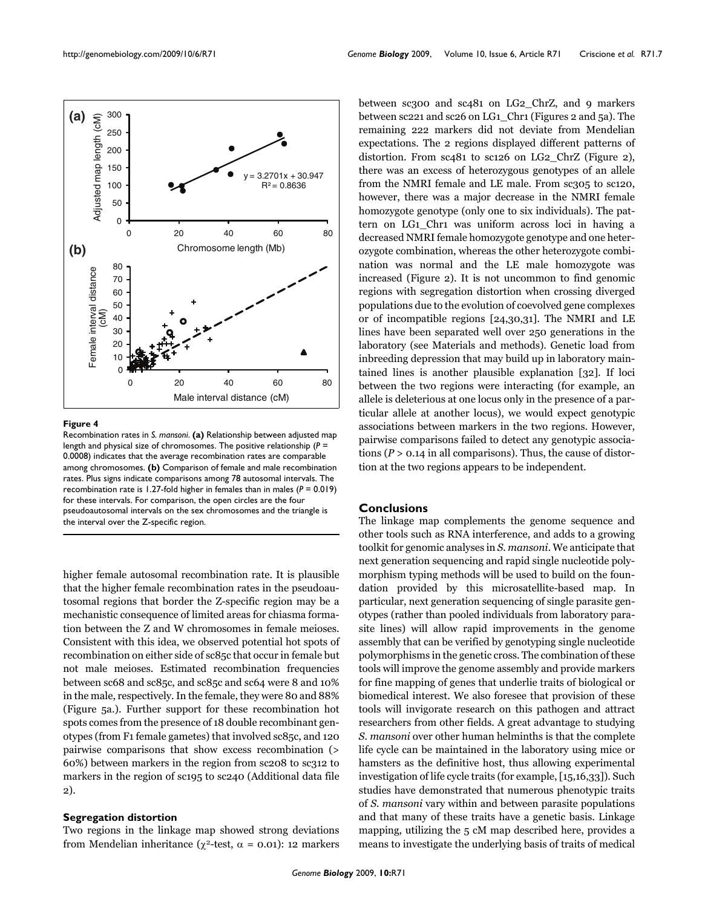**Figure 4**

Recombination rates in *S. mansoni*. **(a)** Relationship between adjusted map length and physical size of chromosomes. The positive relationship ($P$ = 0.0008) indicates that the average recombination rates are comparable among chromosomes. **(b)** Comparison of female and male recombination rates. Plus signs indicate comparisons among 78 autosomal intervals. The recombination rate is 1.27-fold higher in females than in males ($P$ = 0.019) for these intervals. For comparison, the open circles are the four pseudoautosomal intervals on the sex chromosomes and the triangle is the interval over the Z-specific region.

higher female autosomal recombination rate. It is plausible that the higher female recombination rates in the pseudoautosomal regions that border the Z-specific region may be a mechanistic consequence of limited areas for chiasma formation between the Z and W chromosomes in female meioses. Consistent with this idea, we observed potential hot spots of recombination on either side of sc85c that occur in female but not male meioses. Estimated recombination frequencies between sc68 and sc85c, and sc85c and sc64 were 8 and 10% in the male, respectively. In the female, they were 80 and 88% (Figure 5a.). Further support for these recombination hot spots comes from the presence of 18 double recombinant genotypes (from F1 female gametes) that involved sc85c, and 120 pairwise comparisons that show excess recombination (> 60%) between markers in the region from sc208 to sc312 to markers in the region of sc195 to sc240 (Additional data file 2).

### Segregation distortion

Two regions in the linkage map showed strong deviations from Mendelian inheritance ($\chi^2$-test, $\alpha$ = 0.01): 12 markers between sc300 and sc481 on LG2_ChrZ, and 9 markers between sc221 and sc26 on LG1_Chr1 (Figures 2 and 5a). The remaining 222 markers did not deviate from Mendelian expectations. The 2 regions displayed different patterns of distortion. From sc481 to sc126 on LG2_ChrZ (Figure 2), there was an excess of heterozygous genotypes of an allele from the NMRI female and LE male. From sc305 to sc120, however, there was a major decrease in the NMRI female homozygote genotype (only one to six individuals). The pattern on LG1_Chr1 was uniform across loci in having a decreased NMRI female homozygote genotype and one heterozygote combination, whereas the other heterozygote combination was normal and the LE male homozygote was increased (Figure 2). It is not uncommon to find genomic regions with segregation distortion when crossing diverged populations due to the evolution of coevolved gene complexes or of incompatible regions [24,30,31]. The NMRI and LE lines have been separated well over 250 generations in the laboratory (see Materials and methods). Genetic load from inbreeding depression that may build up in laboratory maintained lines is another plausible explanation [32]. If loci between the two regions were interacting (for example, an allele is deleterious at one locus only in the presence of a particular allele at another locus), we would expect genotypic associations between markers in the two regions. However, pairwise comparisons failed to detect any genotypic associations ($P$ > 0.14 in all comparisons). Thus, the cause of distortion at the two regions appears to be independent.

## Conclusions

The linkage map complements the genome sequence and other tools such as RNA interference, and adds to a growing toolkit for genomic analyses in *S. mansoni*. We anticipate that next generation sequencing and rapid single nucleotide polymorphism typing methods will be used to build on the foundation provided by this microsatellite-based map. In particular, next generation sequencing of single parasite genotypes (rather than pooled individuals from laboratory parasite lines) will allow rapid improvements in the genome assembly that can be verified by genotyping single nucleotide polymorphisms in the genetic cross. The combination of these tools will improve the genome assembly and provide markers for fine mapping of genes that underlie traits of biological or biomedical interest. We also foresee that provision of these tools will invigorate research on this pathogen and attract researchers from other fields. A great advantage to studying *S. mansoni* over other human helminths is that the complete life cycle can be maintained in the laboratory using mice or hamsters as the definitive host, thus allowing experimental investigation of life cycle traits (for example, [15,16,33]). Such studies have demonstrated that numerous phenotypic traits of *S. mansoni* vary within and between parasite populations and that many of these traits have a genetic basis. Linkage mapping, utilizing the 5 cM map described here, provides a means to investigate the underlying basis of traits of medical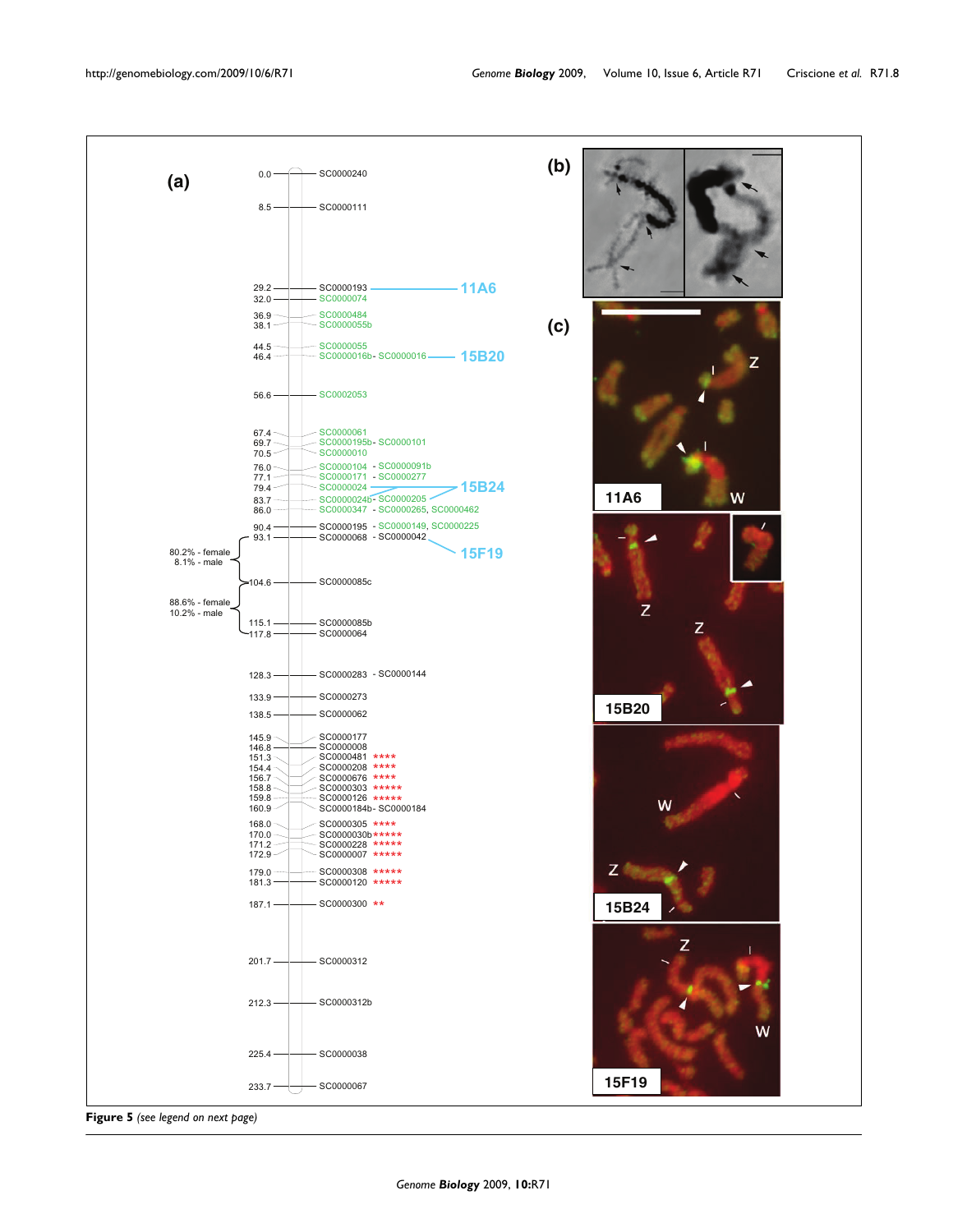**Figure 5** *(see legend on next page)*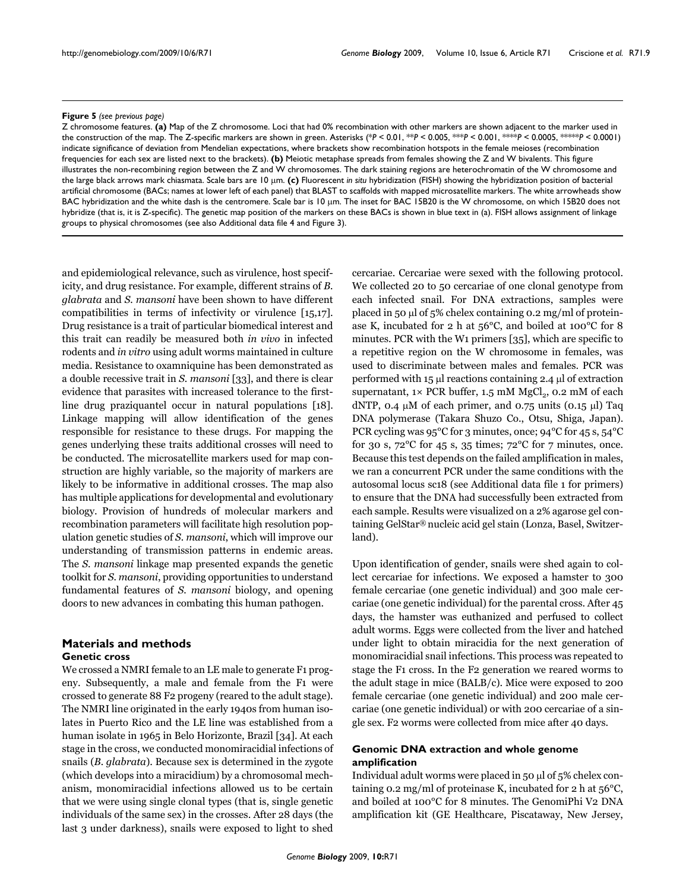**Figure 5** *(see previous page)*

Z chromosome features. **(a)** Map of the Z chromosome. Loci that had 0% recombination with other markers are shown adjacent to the marker used in the construction of the map. The Z-specific markers are shown in green. Asterisks (\**P* < 0.01, \*\**P* < 0.005, \*\*\**P* < 0.001, \*\*\*\**P* < 0.0005, \*\*\*\*\**P* < 0.0001) indicate significance of deviation from Mendelian expectations, where brackets show recombination hotspots in the female meioses (recombination frequencies for each sex are listed next to the brackets). **(b)** Meiotic metaphase spreads from females showing the Z and W bivalents. This figure illustrates the non-recombining region between the Z and W chromosomes. The dark staining regions are heterochromatin of the W chromosome and the large black arrows mark chiasmata. Scale bars are 10 μm. **(c)** Fluorescent *in situ* hybridization (FISH) showing the hybridization position of bacterial artificial chromosome (BACs; names at lower left of each panel) that BLAST to scaffolds with mapped microsatellite markers. The white arrowheads show BAC hybridization and the white dash is the centromere. Scale bar is 10 μm. The inset for BAC 15B20 is the W chromosome, on which 15B20 does not hybridize (that is, it is Z-specific). The genetic map position of the markers on these BACs is shown in blue text in (a). FISH allows assignment of linkage groups to physical chromosomes (see also Additional data file 4 and Figure 3).

and epidemiological relevance, such as virulence, host specificity, and drug resistance. For example, different strains of *B. glabrata* and *S. mansoni* have been shown to have different compatibilities in terms of infectivity or virulence [15,17]. Drug resistance is a trait of particular biomedical interest and this trait can readily be measured both *in vivo* in infected rodents and *in vitro* using adult worms maintained in culture media. Resistance to oxamniquine has been demonstrated as a double recessive trait in *S. mansoni* [33], and there is clear evidence that parasites with increased tolerance to the first-line drug praziquantel occur in natural populations [18]. Linkage mapping will allow identification of the genes responsible for resistance to these drugs. For mapping the genes underlying these traits additional crosses will need to be conducted. The microsatellite markers used for map construction are highly variable, so the majority of markers are likely to be informative in additional crosses. The map also has multiple applications for developmental and evolutionary biology. Provision of hundreds of molecular markers and recombination parameters will facilitate high resolution population genetic studies of *S. mansoni*, which will improve our understanding of transmission patterns in endemic areas. The *S. mansoni* linkage map presented expands the genetic toolkit for *S. mansoni*, providing opportunities to understand fundamental features of *S. mansoni* biology, and opening doors to new advances in combating this human pathogen.

## Materials and methods

### Genetic cross

We crossed a NMRI female to an LE male to generate F1 progeny. Subsequently, a male and female from the F1 were crossed to generate 88 F2 progeny (reared to the adult stage). The NMRI line originated in the early 1940s from human isolates in Puerto Rico and the LE line was established from a human isolate in 1965 in Belo Horizonte, Brazil [34]. At each stage in the cross, we conducted monomiracidial infections of snails (*B. glabrata*). Because sex is determined in the zygote (which develops into a miracidium) by a chromosomal mechanism, monomiracidial infections allowed us to be certain that we were using single clonal types (that is, single genetic individuals of the same sex) in the crosses. After 28 days (the last 3 under darkness), snails were exposed to light to shed cercariae. Cercariae were sexed with the following protocol. We collected 20 to 50 cercariae of one clonal genotype from each infected snail. For DNA extractions, samples were placed in 50 μl of 5% chelex containing 0.2 mg/ml of proteinase K, incubated for 2 h at 56°C, and boiled at 100°C for 8 minutes. PCR with the W1 primers [35], which are specific to a repetitive region on the W chromosome in females, was used to discriminate between males and females. PCR was performed with 15 μl reactions containing 2.4 μl of extraction supernatant, 1× PCR buffer, 1.5 mM $MgCl_2$, 0.2 mM of each dNTP, 0.4 μM of each primer, and 0.75 units (0.15 μl) Taq DNA polymerase (Takara Shuzo Co., Otsu, Shiga, Japan). PCR cycling was 95°C for 3 minutes, once; 94°C for 45 s, 54°C for 30 s, 72°C for 45 s, 35 times; 72°C for 7 minutes, once. Because this test depends on the failed amplification in males, we ran a concurrent PCR under the same conditions with the autosomal locus sc18 (see Additional data file 1 for primers) to ensure that the DNA had successfully been extracted from each sample. Results were visualized on a 2% agarose gel containing GelStar® nucleic acid gel stain (Lonza, Basel, Switzerland).

Upon identification of gender, snails were shed again to collect cercariae for infections. We exposed a hamster to 300 female cercariae (one genetic individual) and 300 male cercariae (one genetic individual) for the parental cross. After 45 days, the hamster was euthanized and perfused to collect adult worms. Eggs were collected from the liver and hatched under light to obtain miracidia for the next generation of monomiracidial snail infections. This process was repeated to stage the F1 cross. In the F2 generation we reared worms to the adult stage in mice (BALB/c). Mice were exposed to 200 female cercariae (one genetic individual) and 200 male cercariae (one genetic individual) or with 200 cercariae of a single sex. F2 worms were collected from mice after 40 days.

### Genomic DNA extraction and whole genome amplification

Individual adult worms were placed in 50 μl of 5% chelex containing 0.2 mg/ml of proteinase K, incubated for 2 h at 56°C, and boiled at 100°C for 8 minutes. The GenomiPhi V2 DNA amplification kit (GE Healthcare, Piscataway, New Jersey,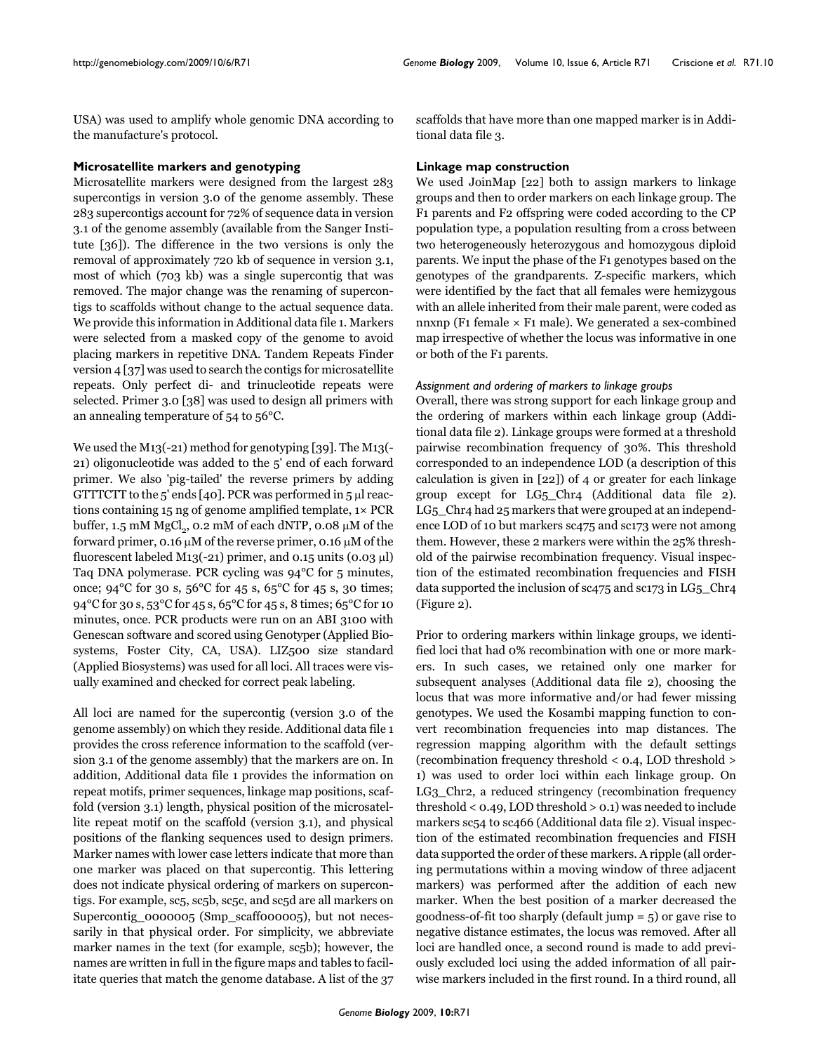USA) was used to amplify whole genomic DNA according to the manufacture's protocol.

### Microsatellite markers and genotyping

Microsatellite markers were designed from the largest 283 supercontigs in version 3.0 of the genome assembly. These 283 supercontigs account for 72% of sequence data in version 3.1 of the genome assembly (available from the Sanger Institute [36]). The difference in the two versions is only the removal of approximately 720 kb of sequence in version 3.1, most of which (703 kb) was a single supercontig that was removed. The major change was the renaming of supercontigs to scaffolds without change to the actual sequence data. We provide this information in Additional data file 1. Markers were selected from a masked copy of the genome to avoid placing markers in repetitive DNA. Tandem Repeats Finder version 4 [37] was used to search the contigs for microsatellite repeats. Only perfect di- and trinucleotide repeats were selected. Primer 3.0 [38] was used to design all primers with an annealing temperature of 54 to 56°C.

We used the M13(-21) method for genotyping [39]. The M13(-21) oligonucleotide was added to the 5' end of each forward primer. We also 'pig-tailed' the reverse primers by adding GTTTCTT to the 5' ends [40]. PCR was performed in 5 μl reactions containing 15 ng of genome amplified template, 1× PCR buffer, 1.5 mM $MgCl_2$, 0.2 mM of each dNTP, 0.08 μM of the forward primer, 0.16 μM of the reverse primer, 0.16 μM of the fluorescent labeled M13(-21) primer, and 0.15 units (0.03 μl) Taq DNA polymerase. PCR cycling was 94°C for 5 minutes, once; 94°C for 30 s, 56°C for 45 s, 65°C for 45 s, 30 times; 94°C for 30 s, 53°C for 45 s, 65°C for 45 s, 8 times; 65°C for 10 minutes, once. PCR products were run on an ABI 3100 with Genescan software and scored using Genotyper (Applied Biosystems, Foster City, CA, USA). LIZ500 size standard (Applied Biosystems) was used for all loci. All traces were visually examined and checked for correct peak labeling.

All loci are named for the supercontig (version 3.0 of the genome assembly) on which they reside. Additional data file 1 provides the cross reference information to the scaffold (version 3.1 of the genome assembly) that the markers are on. In addition, Additional data file 1 provides the information on repeat motifs, primer sequences, linkage map positions, scaffold (version 3.1) length, physical position of the microsatellite repeat motif on the scaffold (version 3.1), and physical positions of the flanking sequences used to design primers. Marker names with lower case letters indicate that more than one marker was placed on that supercontig. This lettering does not indicate physical ordering of markers on supercontigs. For example, sc5, sc5b, sc5c, and sc5d are all markers on Supercontig_0000005 (Smp_scaff000005), but not necessarily in that physical order. For simplicity, we abbreviate marker names in the text (for example, sc5b); however, the names are written in full in the figure maps and tables to facilitate queries that match the genome database. A list of the 37 scaffolds that have more than one mapped marker is in Additional data file 3.

### Linkage map construction

We used JoinMap [22] both to assign markers to linkage groups and then to order markers on each linkage group. The F1 parents and F2 offspring were coded according to the CP population type, a population resulting from a cross between two heterogeneously heterozygous and homozygous diploid parents. We input the phase of the F1 genotypes based on the genotypes of the grandparents. Z-specific markers, which were identified by the fact that all females were hemizygous with an allele inherited from their male parent, were coded as nnxnp (F1 female × F1 male). We generated a sex-combined map irrespective of whether the locus was informative in one or both of the F1 parents.

#### *Assignment and ordering of markers to linkage groups*

Overall, there was strong support for each linkage group and the ordering of markers within each linkage group (Additional data file 2). Linkage groups were formed at a threshold pairwise recombination frequency of 30%. This threshold corresponded to an independence LOD (a description of this calculation is given in [22]) of 4 or greater for each linkage group except for LG5_Chr4 (Additional data file 2). LG5_Chr4 had 25 markers that were grouped at an independence LOD of 10 but markers sc475 and sc173 were not among them. However, these 2 markers were within the 25% threshold of the pairwise recombination frequency. Visual inspection of the estimated recombination frequencies and FISH data supported the inclusion of sc475 and sc173 in LG5_Chr4 (Figure 2).

Prior to ordering markers within linkage groups, we identified loci that had 0% recombination with one or more markers. In such cases, we retained only one marker for subsequent analyses (Additional data file 2), choosing the locus that was more informative and/or had fewer missing genotypes. We used the Kosambi mapping function to convert recombination frequencies into map distances. The regression mapping algorithm with the default settings (recombination frequency threshold < 0.4, LOD threshold > 1) was used to order loci within each linkage group. On LG3_Chr2, a reduced stringency (recombination frequency threshold < 0.49, LOD threshold > 0.1) was needed to include markers sc54 to sc466 (Additional data file 2). Visual inspection of the estimated recombination frequencies and FISH data supported the order of these markers. A ripple (all ordering permutations within a moving window of three adjacent markers) was performed after the addition of each new marker. When the best position of a marker decreased the goodness-of-fit too sharply (default jump = 5) or gave rise to negative distance estimates, the locus was removed. After all loci are handled once, a second round is made to add previously excluded loci using the added information of all pairwise markers included in the first round. In a third round, all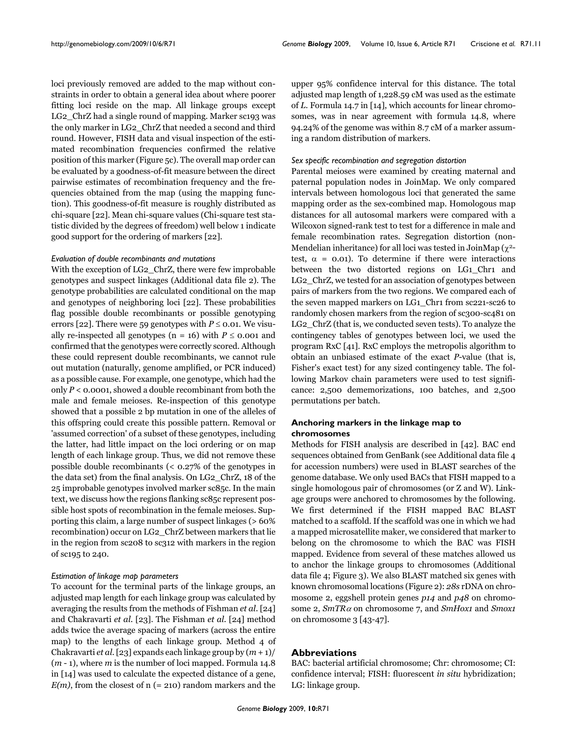loci previously removed are added to the map without constraints in order to obtain a general idea about where poorer fitting loci reside on the map. All linkage groups except LG2_ChrZ had a single round of mapping. Marker sc193 was the only marker in LG2_ChrZ that needed a second and third round. However, FISH data and visual inspection of the estimated recombination frequencies confirmed the relative position of this marker (Figure 5c). The overall map order can be evaluated by a goodness-of-fit measure between the direct pairwise estimates of recombination frequency and the frequencies obtained from the map (using the mapping function). This goodness-of-fit measure is roughly distributed as chi-square [22]. Mean chi-square values (Chi-square test statistic divided by the degrees of freedom) well below 1 indicate good support for the ordering of markers [22].

#### *Evaluation of double recombinants and mutations*

With the exception of LG2_ChrZ, there were few improbable genotypes and suspect linkages (Additional data file 2). The genotype probabilities are calculated conditional on the map and genotypes of neighboring loci [22]. These probabilities flag possible double recombinants or possible genotyping errors [22]. There were 59 genotypes with $P \leq 0.01$. We visually re-inspected all genotypes (n = 16) with $P \leq 0.001$ and confirmed that the genotypes were correctly scored. Although these could represent double recombinants, we cannot rule out mutation (naturally, genome amplified, or PCR induced) as a possible cause. For example, one genotype, which had the only $P < 0.0001$, showed a double recombinant from both the male and female meioses. Re-inspection of this genotype showed that a possible 2 bp mutation in one of the alleles of this offspring could create this possible pattern. Removal or 'assumed correction' of a subset of these genotypes, including the latter, had little impact on the loci ordering or on map length of each linkage group. Thus, we did not remove these possible double recombinants (< 0.27% of the genotypes in the data set) from the final analysis. On LG2_ChrZ, 18 of the 25 improbable genotypes involved marker sc85c. In the main text, we discuss how the regions flanking sc85c represent possible host spots of recombination in the female meioses. Supporting this claim, a large number of suspect linkages (> 60% recombination) occur on LG2_ChrZ between markers that lie in the region from sc208 to sc312 with markers in the region of sc195 to 240.

#### *Estimation of linkage map parameters*

To account for the terminal parts of the linkage groups, an adjusted map length for each linkage group was calculated by averaging the results from the methods of Fishman *et al*. [24] and Chakravarti *et al*. [23]. The Fishman *et al*. [24] method adds twice the average spacing of markers (across the entire map) to the lengths of each linkage group. Method 4 of Chakravarti *et al*. [23] expands each linkage group by $(m + 1)/(m - 1)$, where $m$ is the number of loci mapped. Formula 14.8 in [14] was used to calculate the expected distance of a gene, $E(m)$, from the closest of n (= 210) random markers and the upper 95% confidence interval for this distance. The total adjusted map length of 1,228.59 cM was used as the estimate of $L$. Formula 14.7 in [14], which accounts for linear chromosomes, was in near agreement with formula 14.8, where 94.24% of the genome was within 8.7 cM of a marker assuming a random distribution of markers.

#### *Sex specific recombination and segregation distortion*

Parental meioses were examined by creating maternal and paternal population nodes in JoinMap. We only compared intervals between homologous loci that generated the same mapping order as the sex-combined map. Homologous map distances for all autosomal markers were compared with a Wilcoxon signed-rank test to test for a difference in male and female recombination rates. Segregation distortion (non-Mendelian inheritance) for all loci was tested in JoinMap ($\chi^2$-test, $\alpha = 0.01$). To determine if there were interactions between the two distorted regions on LG1_Chr1 and LG2_ChrZ, we tested for an association of genotypes between pairs of markers from the two regions. We compared each of the seven mapped markers on LG1_Chr1 from sc221-sc26 to randomly chosen markers from the region of sc300-sc481 on LG2_ChrZ (that is, we conducted seven tests). To analyze the contingency tables of genotypes between loci, we used the program RxC [41]. RxC employs the metropolis algorithm to obtain an unbiased estimate of the exact *P*-value (that is, Fisher's exact test) for any sized contingency table. The following Markov chain parameters were used to test significance: 2,500 dememorizations, 100 batches, and 2,500 permutations per batch.

### Anchoring markers in the linkage map to chromosomes

Methods for FISH analysis are described in [42]. BAC end sequences obtained from GenBank (see Additional data file 4 for accession numbers) were used in BLAST searches of the genome database. We only used BACs that FISH mapped to a single homologous pair of chromosomes (or Z and W). Linkage groups were anchored to chromosomes by the following. We first determined if the FISH mapped BAC BLAST matched to a scaffold. If the scaffold was one in which we had a mapped microsatellite maker, we considered that marker to belong on the chromosome to which the BAC was FISH mapped. Evidence from several of these matches allowed us to anchor the linkage groups to chromosomes (Additional data file 4; Figure 3). We also BLAST matched six genes with known chromosomal locations (Figure 2): *28s* rDNA on chromosome 2, eggshell protein genes *p14* and *p48* on chromosome 2, *SmTRα* on chromosome 7, and *SmHox1* and *Smox1* on chromosome 3 [43-47].

## Abbreviations

BAC: bacterial artificial chromosome; Chr: chromosome; CI: confidence interval; FISH: fluorescent *in situ* hybridization; LG: linkage group.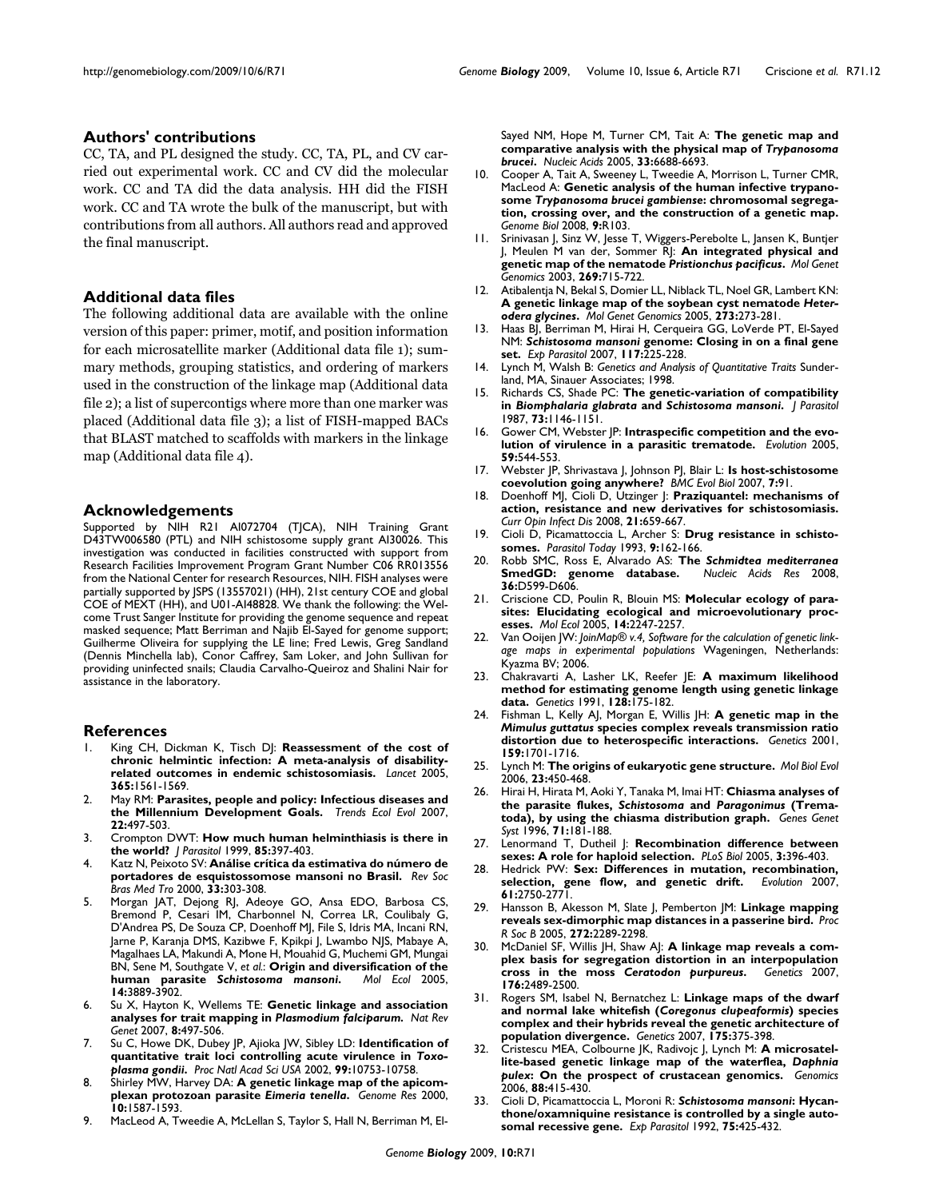## Authors' contributions

CC, TA, and PL designed the study. CC, TA, PL, and CV carried out experimental work. CC and CV did the molecular work. CC and TA did the data analysis. HH did the FISH work. CC and TA wrote the bulk of the manuscript, but with contributions from all authors. All authors read and approved the final manuscript.

## Additional data files

The following additional data are available with the online version of this paper: primer, motif, and position information for each microsatellite marker (Additional data file 1); summary methods, grouping statistics, and ordering of markers used in the construction of the linkage map (Additional data file 2); a list of supercontigs where more than one marker was placed (Additional data file 3); a list of FISH-mapped BACs that BLAST matched to scaffolds with markers in the linkage map (Additional data file 4).

## Acknowledgements

Supported by NIH R21 AI072704 (TJCA), NIH Training Grant D43TW006580 (PTL) and NIH schistosome supply grant AI30026. This investigation was conducted in facilities constructed with support from Research Facilities Improvement Program Grant Number C06 RR013556 from the National Center for research Resources, NIH. FISH analyses were partially supported by JSPS (13557021) (HH), 21st century COE and global COE of MEXT (HH), and U01-AI48828. We thank the following: the Welcome Trust Sanger Institute for providing the genome sequence and repeat masked sequence; Matt Berriman and Najib El-Sayed for genome support; Guilherme Oliveira for supplying the LE line; Fred Lewis, Greg Sandland (Dennis Minchella lab), Conor Caffrey, Sam Loker, and John Sullivan for providing uninfected snails; Claudia Carvalho-Queiroz and Shalini Nair for assistance in the laboratory.

## References

1. King CH, Dickman K, Tisch DJ: **Reassessment of the cost of chronic helmintic infection: A meta-analysis of disability-related outcomes in endemic schistosomiasis.** *Lancet* 2005, **365**:1561-1569.
2. May RM: **Parasites, people and policy: Infectious diseases and the Millennium Development Goals.** *Trends Ecol Evol* 2007, **22**:497-503.
3. Crompton DWT: **How much human helminthiasis is there in the world?** *J Parasitol* 1999, **85**:397-403.
4. Katz N, Peixoto SV: **Análise crítica da estimativa do número de portadores de esquistossomose mansoni no Brasil.** *Rev Soc Bras Med Tro* 2000, **33**:303-308.
5. Morgan JAT, Dejong RJ, Adeoye GO, Ansa EDO, Barbosa CS, Bremond P, Cesari IM, Charbonnel N, Correa LR, Coulibaly G, D'Andrea PS, De Souza CP, Doenhoff MJ, File S, Idris MA, Incani RN, Jarne P, Karanja DMS, Kazibwe F, Kpikpi J, Lwambo NJS, Mabaye A, Magalhaes LA, Makundi A, Mone H, Mouahid G, Muchemi GM, Mungai BN, Sene M, Southgate V, *et al.*: **Origin and diversification of the human parasite *Schistosoma mansoni*.** *Mol Ecol* 2005, **14**:3889-3902.
6. Su X, Hayton K, Wellems TE: **Genetic linkage and association analyses for trait mapping in *Plasmodium falciparum*.** *Nat Rev Genet* 2007, **8**:497-506.
7. Su C, Howe DK, Dubey JP, Ajioka JW, Sibley LD: **Identification of quantitative trait loci controlling acute virulence in *Toxoplasma gondii*.** *Proc Natl Acad Sci USA* 2002, **99**:10753-10758.
8. Shirley MW, Harvey DA: **A genetic linkage map of the apicomplexan protozoan parasite *Eimeria tenella*.** *Genome Res* 2000, **10**:1587-1593.
9. MacLeod A, Tweedie A, McLellan S, Taylor S, Hall N, Berriman M, El-Sayed NM, Hope M, Turner CM, Tait A: **The genetic map and comparative analysis with the physical map of *Trypanosoma brucei*.** *Nucleic Acids* 2005, **33**:6688-6693.
10. Cooper A, Tait A, Sweeney L, Tweedie A, Morrison L, Turner CMR, MacLeod A: **Genetic analysis of the human infective trypanosome *Trypanosoma brucei gambiense*: chromosomal segregation, crossing over, and the construction of a genetic map.** *Genome Biol* 2008, **9**:R103.
11. Srinivasan J, Sinz W, Jesse T, Wiggers-Perebolte L, Jansen K, Buntjer J, Meulen M van der, Sommer RJ: **An integrated physical and genetic map of the nematode *Pristionchus pacificus*.** *Mol Genet Genomics* 2003, **269**:715-722.
12. Atibalentja N, Bekal S, Domier LL, Niblack TL, Noel GR, Lambert KN: **A genetic linkage map of the soybean cyst nematode *Heterodera glycines*.** *Mol Genet Genomics* 2005, **273**:273-281.
13. Haas BJ, Berriman M, Hirai H, Cerqueira GG, LoVerde PT, El-Sayed NM: ***Schistosoma mansoni* genome: Closing in on a final gene set.** *Exp Parasitol* 2007, **117**:225-228.
14. Lynch M, Walsh B: *Genetics and Analysis of Quantitative Traits* Sunderland, MA, Sinauer Associates; 1998.
15. Richards CS, Shade PC: **The genetic-variation of compatibility in *Biomphalaria glabrata* and *Schistosoma mansoni*.** *J Parasitol* 1987, **73**:1146-1151.
16. Gower CM, Webster JP: **Intraspecific competition and the evolution of virulence in a parasitic trematode.** *Evolution* 2005, **59**:544-553.
17. Webster JP, Shrivastava J, Johnson PJ, Blair L: **Is host-schistosome coevolution going anywhere?** *BMC Evol Biol* 2007, **7**:91.
18. Doenhoff MJ, Cioli D, Utzinger J: **Praziquantel: mechanisms of action, resistance and new derivatives for schistosomiasis.** *Curr Opin Infect Dis* 2008, **21**:659-667.
19. Cioli D, Picamattoccia L, Archer S: **Drug resistance in schistosomes.** *Parasitol Today* 1993, **9**:162-166.
20. Robb SMC, Ross E, Alvarado AS: **The *Schmidtea mediterranea* SmedGD: genome database.** *Nucleic Acids Res* 2008, **36**:D599-D606.
21. Criscione CD, Poulin R, Blouin MS: **Molecular ecology of parasites: Elucidating ecological and microevolutionary processes.** *Mol Ecol* 2005, **14**:2247-2257.
22. Van Ooijen JW: *JoinMap® v.4, Software for the calculation of genetic linkage maps in experimental populations* Wageningen, Netherlands: Kyazma BV; 2006.
23. Chakravarti A, Lasher LK, Reefer JE: **A maximum likelihood method for estimating genome length using genetic linkage data.** *Genetics* 1991, **128**:175-182.
24. Fishman L, Kelly AJ, Morgan E, Willis JH: **A genetic map in the *Mimulus guttatus* species complex reveals transmission ratio distortion due to heterospecific interactions.** *Genetics* 2001, **159**:1701-1716.
25. Lynch M: **The origins of eukaryotic gene structure.** *Mol Biol Evol* 2006, **23**:450-468.
26. Hirai H, Hirata M, Aoki Y, Tanaka M, Imai HT: **Chiasma analyses of the parasite flukes, *Schistosoma* and *Paragonimus* (Trematoda), by using the chiasma distribution graph.** *Genes Genet Syst* 1996, **71**:181-188.
27. Lenormand T, Dutheil J: **Recombination difference between sexes: A role for haploid selection.** *PLoS Biol* 2005, **3**:396-403.
28. Hedrick PW: **Sex: Differences in mutation, recombination, selection, gene flow, and genetic drift.** *Evolution* 2007, **61**:2750-2771.
29. Hansson B, Akesson M, Slate J, Pemberton JM: **Linkage mapping reveals sex-dimorphic map distances in a passerine bird.** *Proc R Soc B* 2005, **272**:2289-2298.
30. McDaniel SF, Willis JH, Shaw AJ: **A linkage map reveals a complex basis for segregation distortion in an interpopulation cross in the moss *Ceratodon purpureus*.** *Genetics* 2007, **176**:2489-2500.
31. Rogers SM, Isabel N, Bernatchez L: **Linkage maps of the dwarf and normal lake whitefish (*Coregonus clupeaformis*) species complex and their hybrids reveal the genetic architecture of population divergence.** *Genetics* 2007, **175**:375-398.
32. Cristescu MEA, Colbourne JK, Radivojc J, Lynch M: **A microsatellite-based genetic linkage map of the waterflea, *Daphnia pulex*: On the prospect of crustacean genomics.** *Genomics* 2006, **88**:415-430.
33. Cioli D, Picamattoccia L, Moroni R: ***Schistosoma mansoni*: Hycanthone/oxamniquine resistance is controlled by a single autosomal recessive gene.** *Exp Parasitol* 1992, **75**:425-432.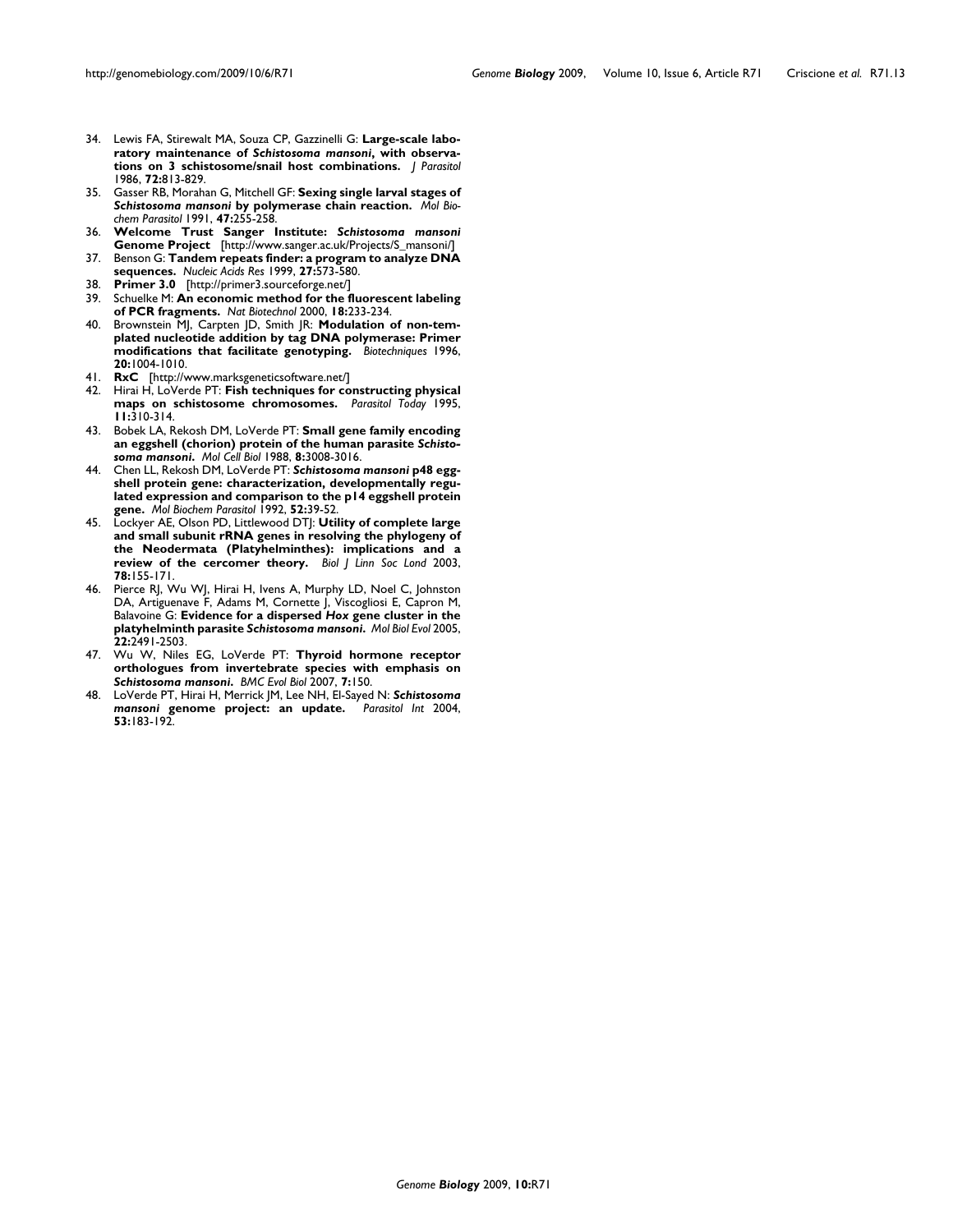34. Lewis FA, Stirewalt MA, Souza CP, Gazzinelli G: **Large-scale laboratory maintenance of *Schistosoma mansoni*, with observations on 3 schistosome/snail host combinations.** *J Parasitol* 1986, **72:**813-829.
35. Gasser RB, Morahan G, Mitchell GF: **Sexing single larval stages of *Schistosoma mansoni* by polymerase chain reaction.** *Mol Biochem Parasitol* 1991, **47:**255-258.
36. **Welcome Trust Sanger Institute: *Schistosoma mansoni* Genome Project** [http://www.sanger.ac.uk/Projects/S_mansoni/]
37. Benson G: **Tandem repeats finder: a program to analyze DNA sequences.** *Nucleic Acids Res* 1999, **27:**573-580.
38. **Primer 3.0** [http://primer3.sourceforge.net/]
39. Schuelke M: **An economic method for the fluorescent labeling of PCR fragments.** *Nat Biotechnol* 2000, **18:**233-234.
40. Brownstein MJ, Carpten JD, Smith JR: **Modulation of non-templated nucleotide addition by tag DNA polymerase: Primer modifications that facilitate genotyping.** *Biotechniques* 1996, **20:**1004-1010.
41. **RxC** [http://www.marksgeneticsoftware.net/]
42. Hirai H, LoVerde PT: **Fish techniques for constructing physical maps on schistosome chromosomes.** *Parasitol Today* 1995, **11:**310-314.
43. Bobek LA, Rekosh DM, LoVerde PT: **Small gene family encoding an eggshell (chorion) protein of the human parasite *Schistosoma mansoni*.** *Mol Cell Biol* 1988, **8:**3008-3016.
44. Chen LL, Rekosh DM, LoVerde PT: ***Schistosoma mansoni* p48 eggshell protein gene: characterization, developmentally regulated expression and comparison to the p14 eggshell protein gene.** *Mol Biochem Parasitol* 1992, **52:**39-52.
45. Lockyer AE, Olson PD, Littlewood DTJ: **Utility of complete large and small subunit rRNA genes in resolving the phylogeny of the Neodermata (Platyhelminthes): implications and a review of the cercomer theory.** *Biol J Linn Soc Lond* 2003, **78:**155-171.
46. Pierce RJ, Wu WJ, Hirai H, Ivens A, Murphy LD, Noel C, Johnston DA, Artiguenave F, Adams M, Cornette J, Viscogliosi E, Capron M, Balavoine G: **Evidence for a dispersed *Hox* gene cluster in the platyhelminth parasite *Schistosoma mansoni*.** *Mol Biol Evol* 2005, **22:**2491-2503.
47. Wu W, Niles EG, LoVerde PT: **Thyroid hormone receptor orthologues from invertebrate species with emphasis on *Schistosoma mansoni*.** *BMC Evol Biol* 2007, **7:**150.
48. LoVerde PT, Hirai H, Merrick JM, Lee NH, El-Sayed N: ***Schistosoma mansoni* genome project: an update.** *Parasitol Int* 2004, **53:**183-192.